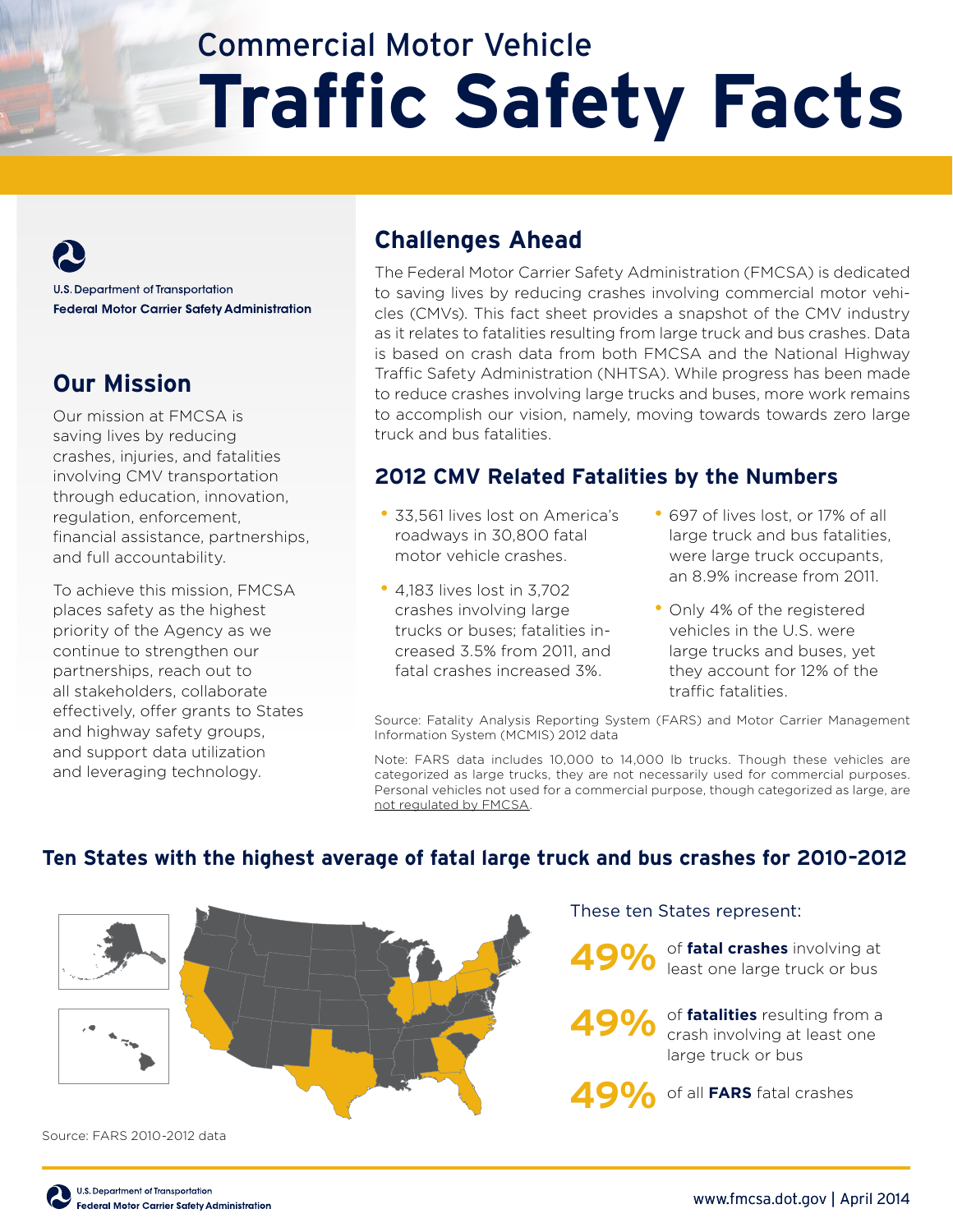# Commercial Motor Vehicle
# Traffic Safety Facts

U.S. Department of Transportation
Federal Motor Carrier Safety Administration

## Our Mission

Our mission at FMCSA is saving lives by reducing crashes, injuries, and fatalities involving CMV transportation through education, innovation, regulation, enforcement, financial assistance, partnerships, and full accountability.

To achieve this mission, FMCSA places safety as the highest priority of the Agency as we continue to strengthen our partnerships, reach out to all stakeholders, collaborate effectively, offer grants to States and highway safety groups, and support data utilization and leveraging technology.

## Challenges Ahead

The Federal Motor Carrier Safety Administration (FMCSA) is dedicated to saving lives by reducing crashes involving commercial motor vehicles (CMVs). This fact sheet provides a snapshot of the CMV industry as it relates to fatalities resulting from large truck and bus crashes. Data is based on crash data from both FMCSA and the National Highway Traffic Safety Administration (NHTSA). While progress has been made to reduce crashes involving large trucks and buses, more work remains to accomplish our vision, namely, moving towards towards zero large truck and bus fatalities.

## 2012 CMV Related Fatalities by the Numbers

- 33,561 lives lost on America's roadways in 30,800 fatal motor vehicle crashes.
- 4,183 lives lost in 3,702 crashes involving large trucks or buses; fatalities increased 3.5% from 2011, and fatal crashes increased 3%.
- 697 of lives lost, or 17% of all large truck and bus fatalities, were large truck occupants, an 8.9% increase from 2011.
- Only 4% of the registered vehicles in the U.S. were large trucks and buses, yet they account for 12% of the traffic fatalities.

Source: Fatality Analysis Reporting System (FARS) and Motor Carrier Management Information System (MCMIS) 2012 data

Note: FARS data includes 10,000 to 14,000 lb trucks. Though these vehicles are categorized as large trucks, they are not necessarily used for commercial purposes. Personal vehicles not used for a commercial purpose, though categorized as large, are not regulated by FMCSA.

## Ten States with the highest average of fatal large truck and bus crashes for 2010–2012

These ten States represent:

**49%** of **fatal crashes** involving at least one large truck or bus

**49%** of **fatalities** resulting from a crash involving at least one large truck or bus

**49%** of all **FARS** fatal crashes

Source: FARS 2010-2012 data

U.S. Department of Transportation
Federal Motor Carrier Safety Administration

www.fmcsa.dot.gov | April 2014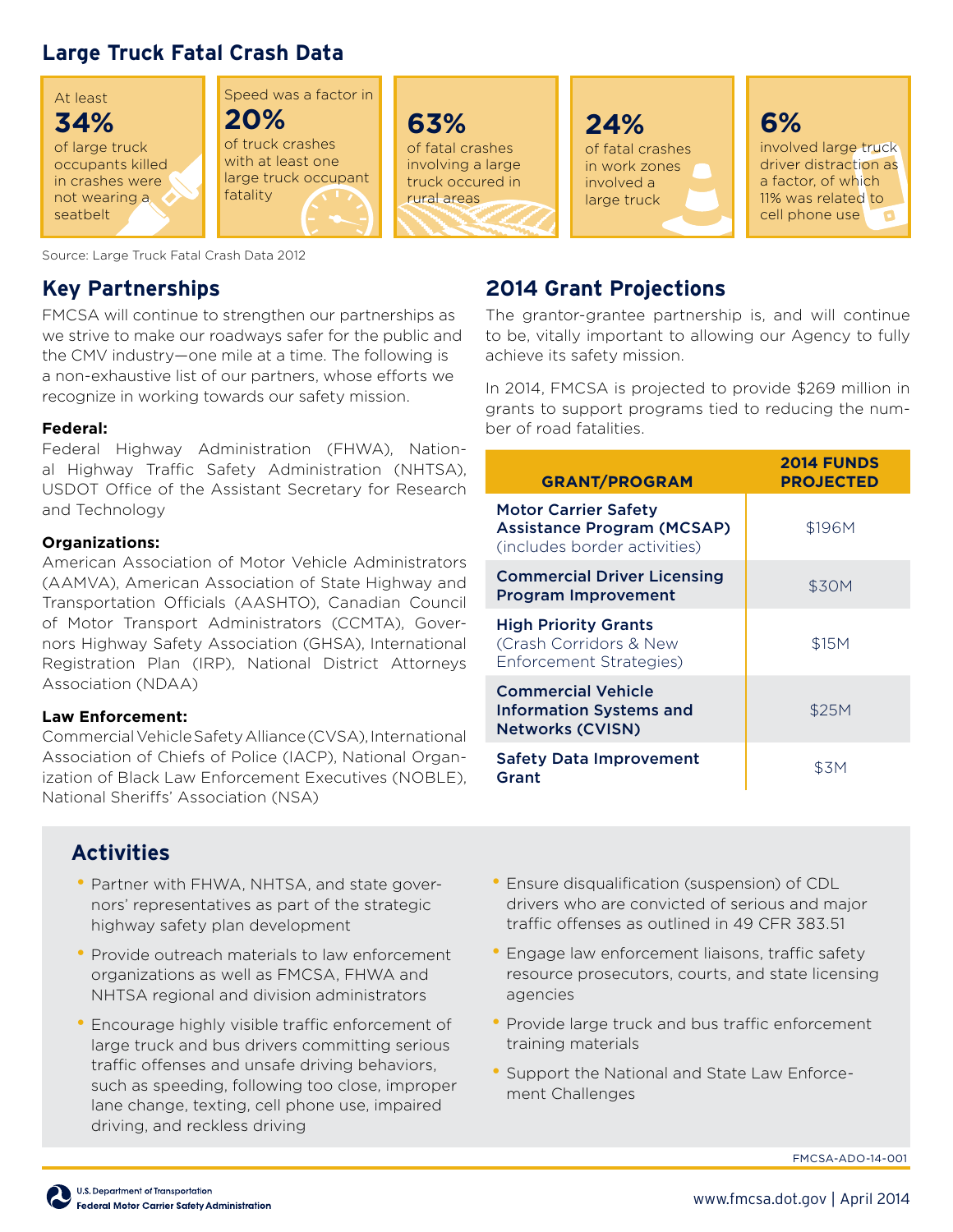## Large Truck Fatal Crash Data

At least **34%** of large truck occupants killed in crashes were not wearing a seatbelt

Speed was a factor in **20%** of truck crashes with at least one large truck occupant fatality

**63%** of fatal crashes involving a large truck occured in rural areas

**24%** of fatal crashes in work zones involved a large truck

**6%** involved large truck driver distraction as a factor, of which 11% was related to cell phone use

Source: Large Truck Fatal Crash Data 2012

## Key Partnerships

FMCSA will continue to strengthen our partnerships as we strive to make our roadways safer for the public and the CMV industry—one mile at a time. The following is a non-exhaustive list of our partners, whose efforts we recognize in working towards our safety mission.

**Federal:**
Federal Highway Administration (FHWA), National Highway Traffic Safety Administration (NHTSA), USDOT Office of the Assistant Secretary for Research and Technology

**Organizations:**
American Association of Motor Vehicle Administrators (AAMVA), American Association of State Highway and Transportation Officials (AASHTO), Canadian Council of Motor Transport Administrators (CCMTA), Governors Highway Safety Association (GHSA), International Registration Plan (IRP), National District Attorneys Association (NDAA)

**Law Enforcement:**
Commercial Vehicle Safety Alliance (CVSA), International Association of Chiefs of Police (IACP), National Organization of Black Law Enforcement Executives (NOBLE), National Sheriffs' Association (NSA)

## 2014 Grant Projections

The grantor-grantee partnership is, and will continue to be, vitally important to allowing our Agency to fully achieve its safety mission.

In 2014, FMCSA is projected to provide $269 million in grants to support programs tied to reducing the number of road fatalities.

| GRANT/PROGRAM | 2014 FUNDS PROJECTED |
|---|---|
| **Motor Carrier Safety Assistance Program (MCSAP)** (includes border activities) | $196M |
| **Commercial Driver Licensing Program Improvement** | $30M |
| **High Priority Grants** (Crash Corridors & New Enforcement Strategies) | $15M |
| **Commercial Vehicle Information Systems and Networks (CVISN)** | $25M |
| **Safety Data Improvement Grant** | $3M |

## Activities

- Partner with FHWA, NHTSA, and state governors' representatives as part of the strategic highway safety plan development
- Provide outreach materials to law enforcement organizations as well as FMCSA, FHWA and NHTSA regional and division administrators
- Encourage highly visible traffic enforcement of large truck and bus drivers committing serious traffic offenses and unsafe driving behaviors, such as speeding, following too close, improper lane change, texting, cell phone use, impaired driving, and reckless driving
- Ensure disqualification (suspension) of CDL drivers who are convicted of serious and major traffic offenses as outlined in 49 CFR 383.51
- Engage law enforcement liaisons, traffic safety resource prosecutors, courts, and state licensing agencies
- Provide large truck and bus traffic enforcement training materials
- Support the National and State Law Enforcement Challenges

FMCSA-ADO-14-001

U.S. Department of Transportation
Federal Motor Carrier Safety Administration

www.fmcsa.dot.gov | April 2014